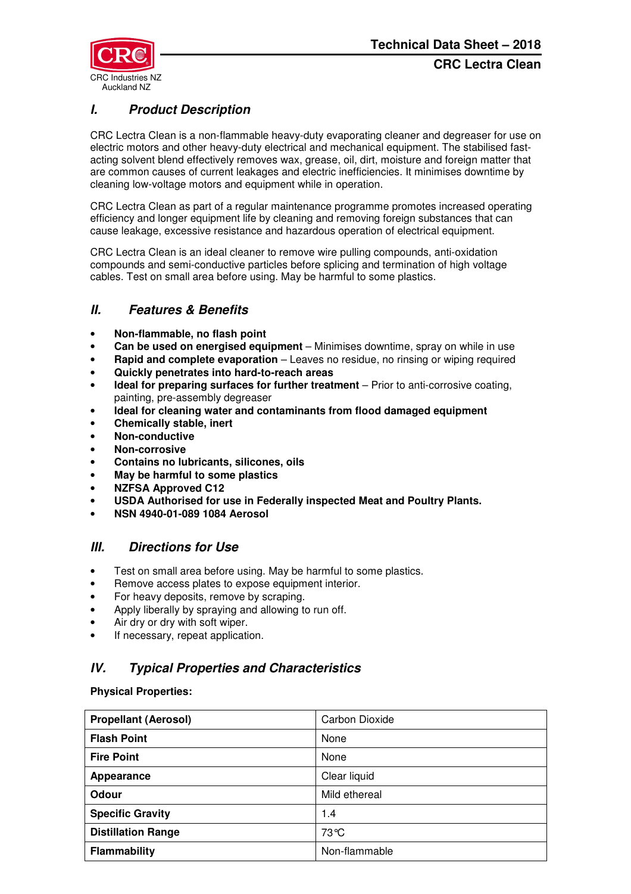CRC Industries NZ
Auckland NZ

# Technical Data Sheet – 2018

## CRC Lectra Clean

## *I. Product Description*

CRC Lectra Clean is a non-flammable heavy-duty evaporating cleaner and degreaser for use on electric motors and other heavy-duty electrical and mechanical equipment. The stabilised fast-acting solvent blend effectively removes wax, grease, oil, dirt, moisture and foreign matter that are common causes of current leakages and electric inefficiencies. It minimises downtime by cleaning low-voltage motors and equipment while in operation.

CRC Lectra Clean as part of a regular maintenance programme promotes increased operating efficiency and longer equipment life by cleaning and removing foreign substances that can cause leakage, excessive resistance and hazardous operation of electrical equipment.

CRC Lectra Clean is an ideal cleaner to remove wire pulling compounds, anti-oxidation compounds and semi-conductive particles before splicing and termination of high voltage cables. Test on small area before using. May be harmful to some plastics.

## *II. Features & Benefits*

- **Non-flammable, no flash point**
- **Can be used on energised equipment** – Minimises downtime, spray on while in use
- **Rapid and complete evaporation** – Leaves no residue, no rinsing or wiping required
- **Quickly penetrates into hard-to-reach areas**
- **Ideal for preparing surfaces for further treatment** – Prior to anti-corrosive coating, painting, pre-assembly degreaser
- **Ideal for cleaning water and contaminants from flood damaged equipment**
- **Chemically stable, inert**
- **Non-conductive**
- **Non-corrosive**
- **Contains no lubricants, silicones, oils**
- **May be harmful to some plastics**
- **NZFSA Approved C12**
- **USDA Authorised for use in Federally inspected Meat and Poultry Plants.**
- **NSN 4940-01-089 1084 Aerosol**

## *III. Directions for Use*

- Test on small area before using. May be harmful to some plastics.
- Remove access plates to expose equipment interior.
- For heavy deposits, remove by scraping.
- Apply liberally by spraying and allowing to run off.
- Air dry or dry with soft wiper.
- If necessary, repeat application.

## *IV. Typical Properties and Characteristics*

**Physical Properties:**

| | |
|---|---|
| **Propellant (Aerosol)** | Carbon Dioxide |
| **Flash Point** | None |
| **Fire Point** | None |
| **Appearance** | Clear liquid |
| **Odour** | Mild ethereal |
| **Specific Gravity** | 1.4 |
| **Distillation Range** | 73°C |
| **Flammability** | Non-flammable |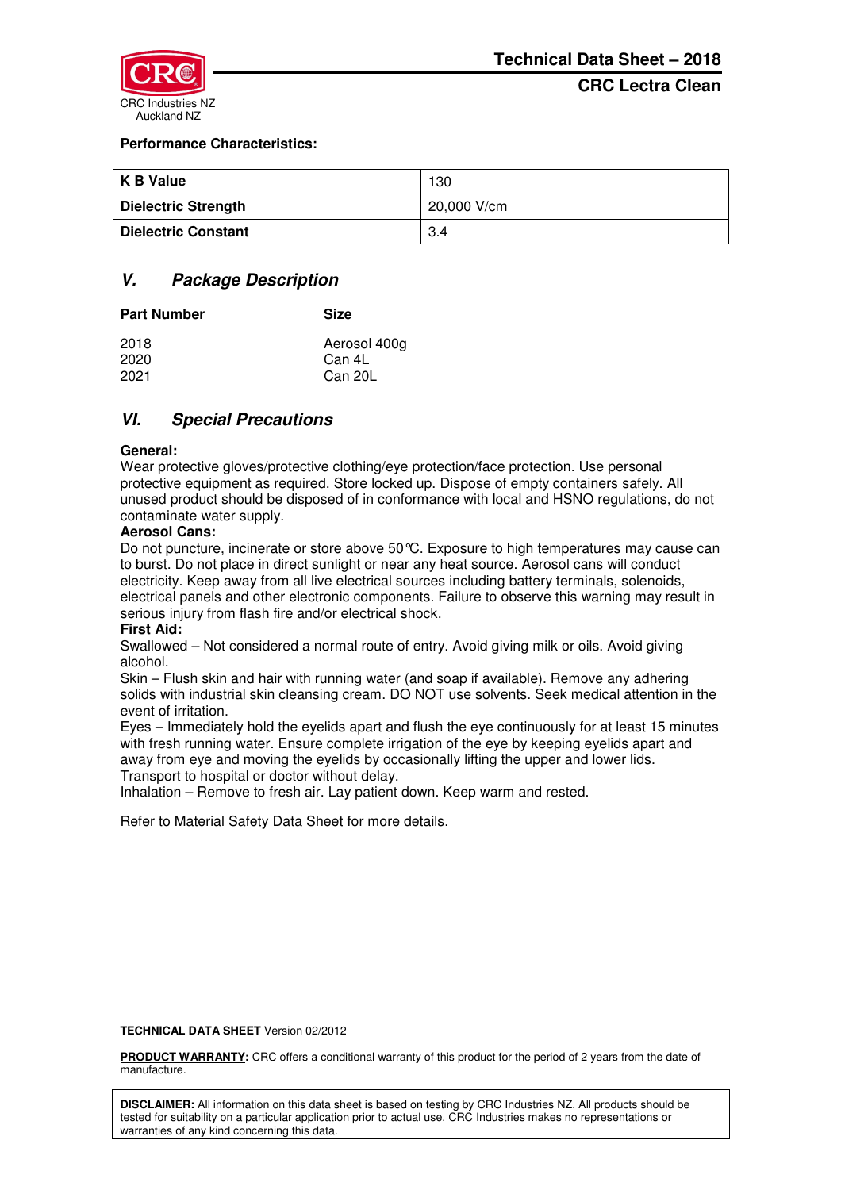**Performance Characteristics:**

| | |
|---|---|
| **K B Value** | 130 |
| **Dielectric Strength** | 20,000 V/cm |
| **Dielectric Constant** | 3.4 |

## *V. Package Description*

| **Part Number** | **Size** |
|---|---|
| 2018 | Aerosol 400g |
| 2020 | Can 4L |
| 2021 | Can 20L |

## *VI. Special Precautions*

**General:**
Wear protective gloves/protective clothing/eye protection/face protection. Use personal protective equipment as required. Store locked up. Dispose of empty containers safely. All unused product should be disposed of in conformance with local and HSNO regulations, do not contaminate water supply.

**Aerosol Cans:**
Do not puncture, incinerate or store above 50°C. Exposure to high temperatures may cause can to burst. Do not place in direct sunlight or near any heat source. Aerosol cans will conduct electricity. Keep away from all live electrical sources including battery terminals, solenoids, electrical panels and other electronic components. Failure to observe this warning may result in serious injury from flash fire and/or electrical shock.

**First Aid:**
Swallowed – Not considered a normal route of entry. Avoid giving milk or oils. Avoid giving alcohol.
Skin – Flush skin and hair with running water (and soap if available). Remove any adhering solids with industrial skin cleansing cream. DO NOT use solvents. Seek medical attention in the event of irritation.
Eyes – Immediately hold the eyelids apart and flush the eye continuously for at least 15 minutes with fresh running water. Ensure complete irrigation of the eye by keeping eyelids apart and away from eye and moving the eyelids by occasionally lifting the upper and lower lids. Transport to hospital or doctor without delay.
Inhalation – Remove to fresh air. Lay patient down. Keep warm and rested.

Refer to Material Safety Data Sheet for more details.

**TECHNICAL DATA SHEET** Version 02/2012

**PRODUCT WARRANTY:** CRC offers a conditional warranty of this product for the period of 2 years from the date of manufacture.

**DISCLAIMER:** All information on this data sheet is based on testing by CRC Industries NZ. All products should be tested for suitability on a particular application prior to actual use. CRC Industries makes no representations or warranties of any kind concerning this data.